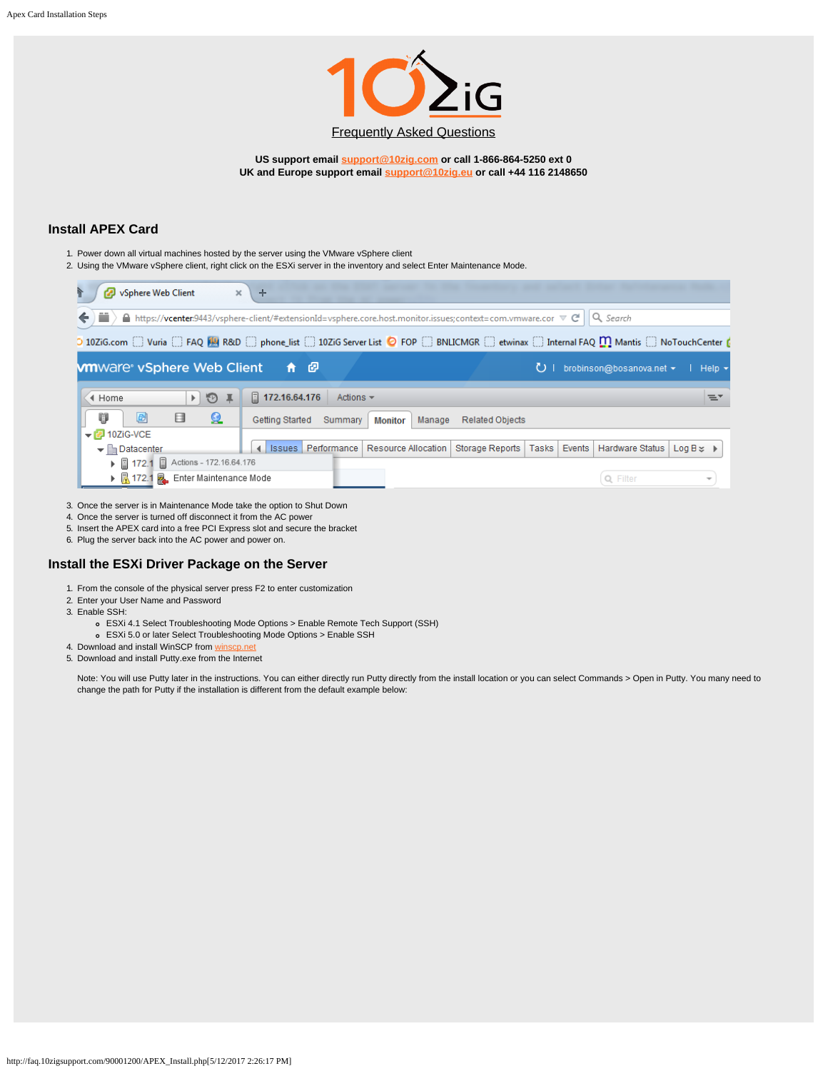Frequently Asked Questions

**US support email support@10zig.com or call 1-866-864-5250 ext 0**
**UK and Europe support email support@10zig.eu or call +44 116 2148650**

## Install APEX Card

1. Power down all virtual machines hosted by the server using the VMware vSphere client
2. Using the VMware vSphere client, right click on the ESXi server in the inventory and select Enter Maintenance Mode.
3. Once the server is in Maintenance Mode take the option to Shut Down
4. Once the server is turned off disconnect it from the AC power
5. Insert the APEX card into a free PCI Express slot and secure the bracket
6. Plug the server back into the AC power and power on.

## Install the ESXi Driver Package on the Server

1. From the console of the physical server press F2 to enter customization
2. Enter your User Name and Password
3. Enable SSH:
   - ESXi 4.1 Select Troubleshooting Mode Options > Enable Remote Tech Support (SSH)
   - ESXi 5.0 or later Select Troubleshooting Mode Options > Enable SSH
4. Download and install WinSCP from winscp.net
5. Download and install Putty.exe from the Internet

   Note: You will use Putty later in the instructions. You can either directly run Putty directly from the install location or you can select Commands > Open in Putty. You many need to change the path for Putty if the installation is different from the default example below: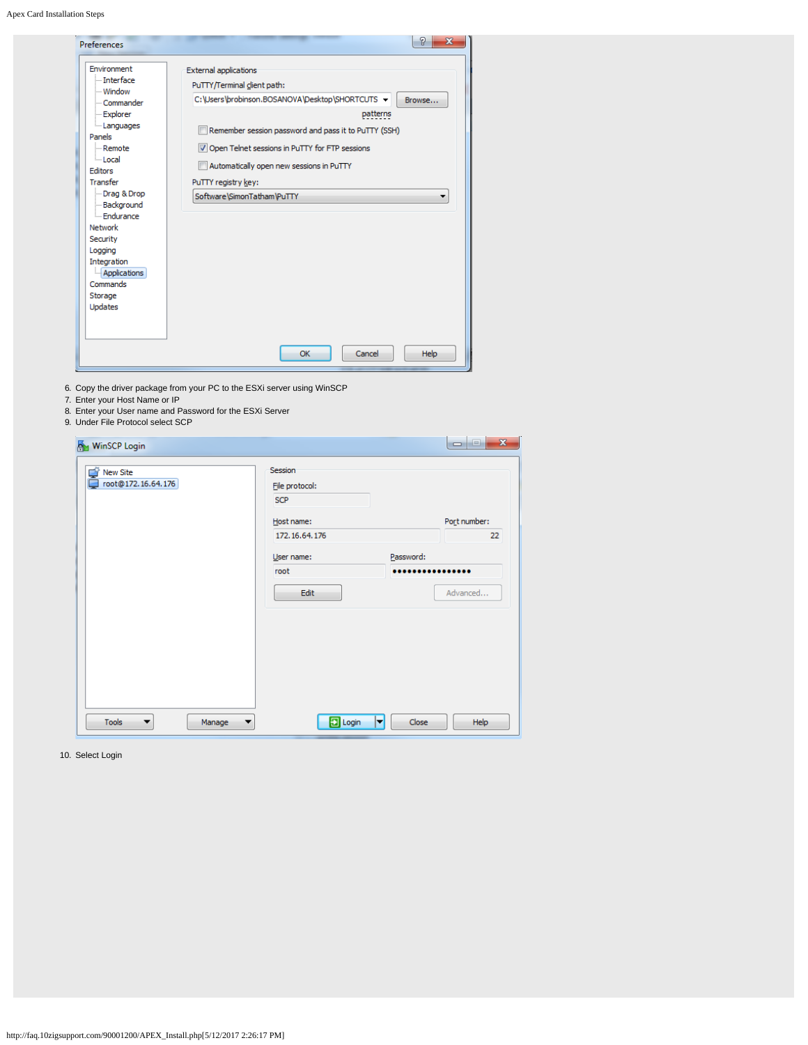6. Copy the driver package from your PC to the ESXi server using WinSCP
7. Enter your Host Name or IP
8. Enter your User name and Password for the ESXi Server
9. Under File Protocol select SCP

10. Select Login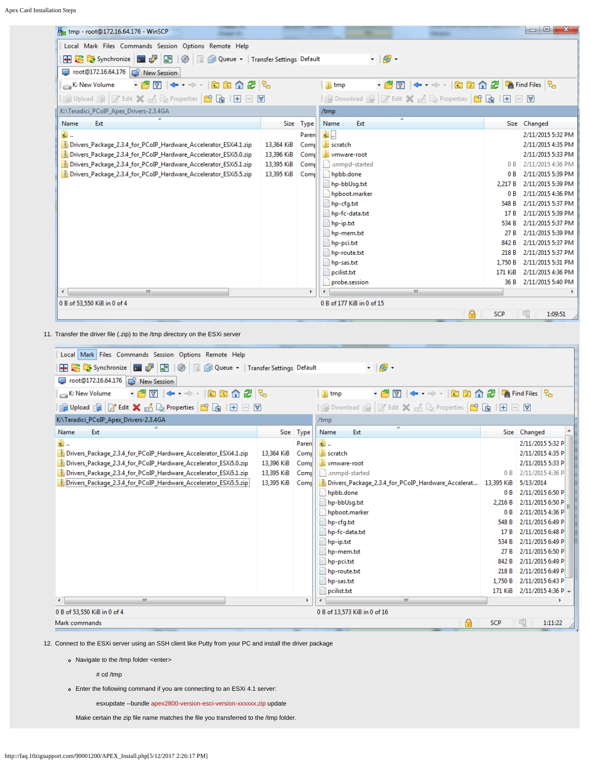11. Transfer the driver file (.zip) to the /tmp directory on the ESXi server

12. Connect to the ESXi server using an SSH client like Putty from your PC and install the driver package

    - Navigate to the /tmp folder <enter>

      # cd /tmp

    - Enter the following command if you are connecting to an ESXi 4.1 server:

      esxupdate --bundle apex2800-version-esci-version-xxxxxx.zip update

      Make certain the zip file name matches the file you transferred to the /tmp folder.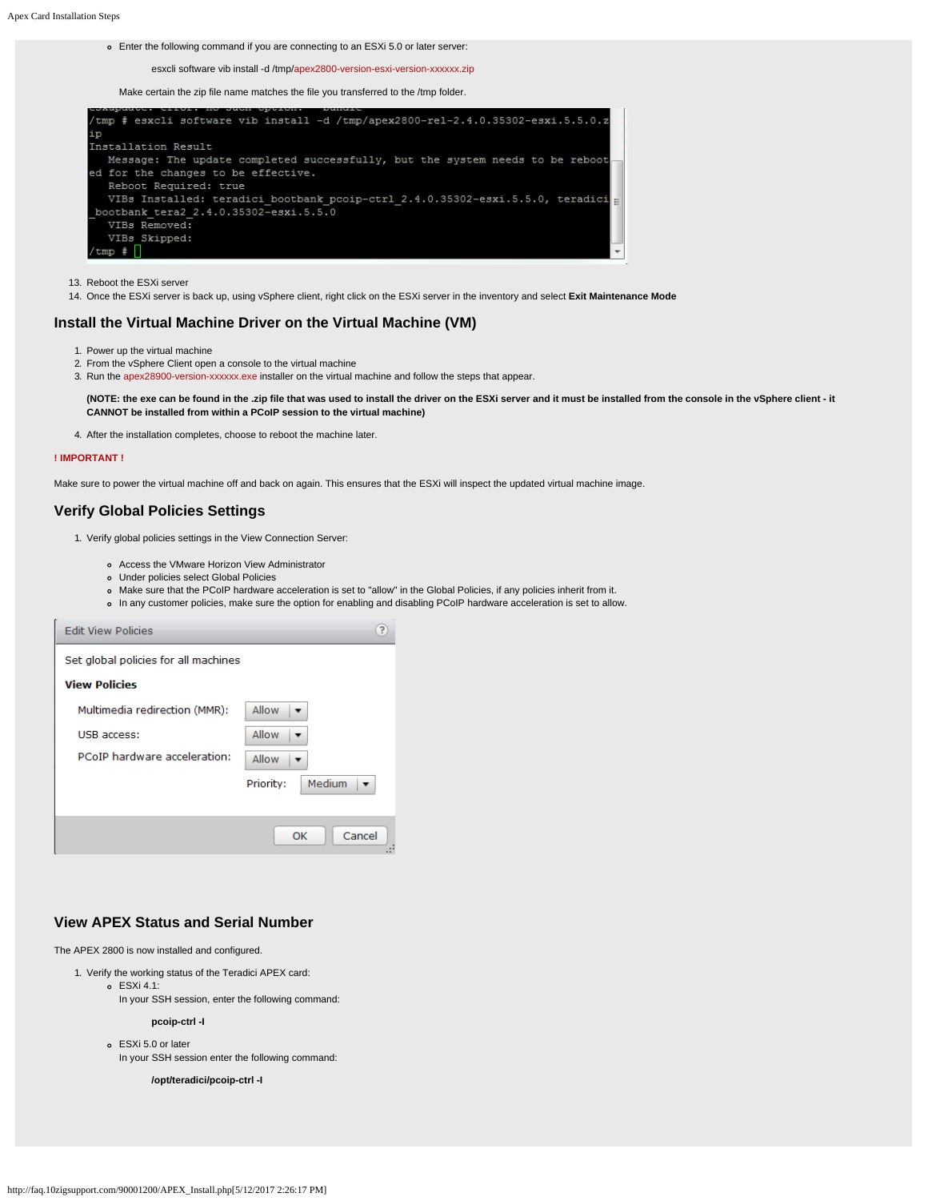- Enter the following command if you are connecting to an ESXi 5.0 or later server:

  esxcli software vib install -d /tmp/apex2800-version-esxi-version-xxxxxx.zip

  Make certain the zip file name matches the file you transferred to the /tmp folder.

```
/tmp # esxcli software vib install -d /tmp/apex2800-rel-2.4.0.35302-esxi.5.5.0.zip
Installation Result
   Message: The update completed successfully, but the system needs to be rebooted for the changes to be effective.
   Reboot Required: true
   VIBs Installed: teradici_bootbank_pcoip-ctrl_2.4.0.35302-esxi.5.5.0, teradici_bootbank_tera2_2.4.0.35302-esxi.5.5.0
   VIBs Removed:
   VIBs Skipped:
/tmp #
```

13. Reboot the ESXi server
14. Once the ESXi server is back up, using vSphere client, right click on the ESXi server in the inventory and select **Exit Maintenance Mode**

## Install the Virtual Machine Driver on the Virtual Machine (VM)

1. Power up the virtual machine
2. From the vSphere Client open a console to the virtual machine
3. Run the apex28900-version-xxxxxx.exe installer on the virtual machine and follow the steps that appear.

   **(NOTE: the exe can be found in the .zip file that was used to install the driver on the ESXi server and it must be installed from the console in the vSphere client - it CANNOT be installed from within a PCoIP session to the virtual machine)**

4. After the installation completes, choose to reboot the machine later.

**! IMPORTANT !**

Make sure to power the virtual machine off and back on again. This ensures that the ESXi will inspect the updated virtual machine image.

## Verify Global Policies Settings

1. Verify global policies settings in the View Connection Server:

   - Access the VMware Horizon View Administrator
   - Under policies select Global Policies
   - Make sure that the PCoIP hardware acceleration is set to "allow" in the Global Policies, if any policies inherit from it.
   - In any customer policies, make sure the option for enabling and disabling PCoIP hardware acceleration is set to allow.

**Edit View Policies**

Set global policies for all machines

**View Policies**

| | |
|---|---|
| Multimedia redirection (MMR): | Allow |
| USB access: | Allow |
| PCoIP hardware acceleration: | Allow |
| Priority: | Medium |

OK Cancel

## View APEX Status and Serial Number

The APEX 2800 is now installed and configured.

1. Verify the working status of the Teradici APEX card:
   - ESXi 4.1:
     In your SSH session, enter the following command:

     **pcoip-ctrl -I**

   - ESXi 5.0 or later
     In your SSH session enter the following command:

     **/opt/teradici/pcoip-ctrl -I**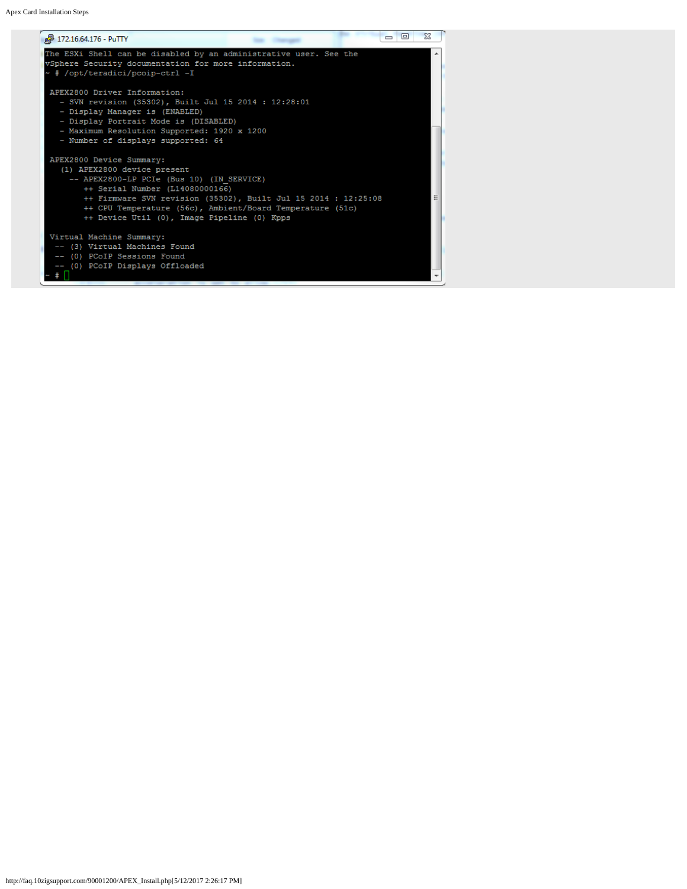```
The ESXi Shell can be disabled by an administrative user. See the
vSphere Security documentation for more information.
~ # /opt/teradici/pcoip-ctrl -I

 APEX2800 Driver Information:
   - SVN revision (35302), Built Jul 15 2014 : 12:28:01
   - Display Manager is (ENABLED)
   - Display Portrait Mode is (DISABLED)
   - Maximum Resolution Supported: 1920 x 1200
   - Number of displays supported: 64

 APEX2800 Device Summary:
   (1) APEX2800 device present
     -- APEX2800-LP PCIe (Bus 10) (IN_SERVICE)
        ++ Serial Number (L14080000166)
        ++ Firmware SVN revision (35302), Built Jul 15 2014 : 12:25:08
        ++ CPU Temperature (56c), Ambient/Board Temperature (51c)
        ++ Device Util (0), Image Pipeline (0) Kpps

 Virtual Machine Summary:
  -- (3) Virtual Machines Found
  -- (0) PCoIP Sessions Found
  -- (0) PCoIP Displays Offloaded
~ #
```